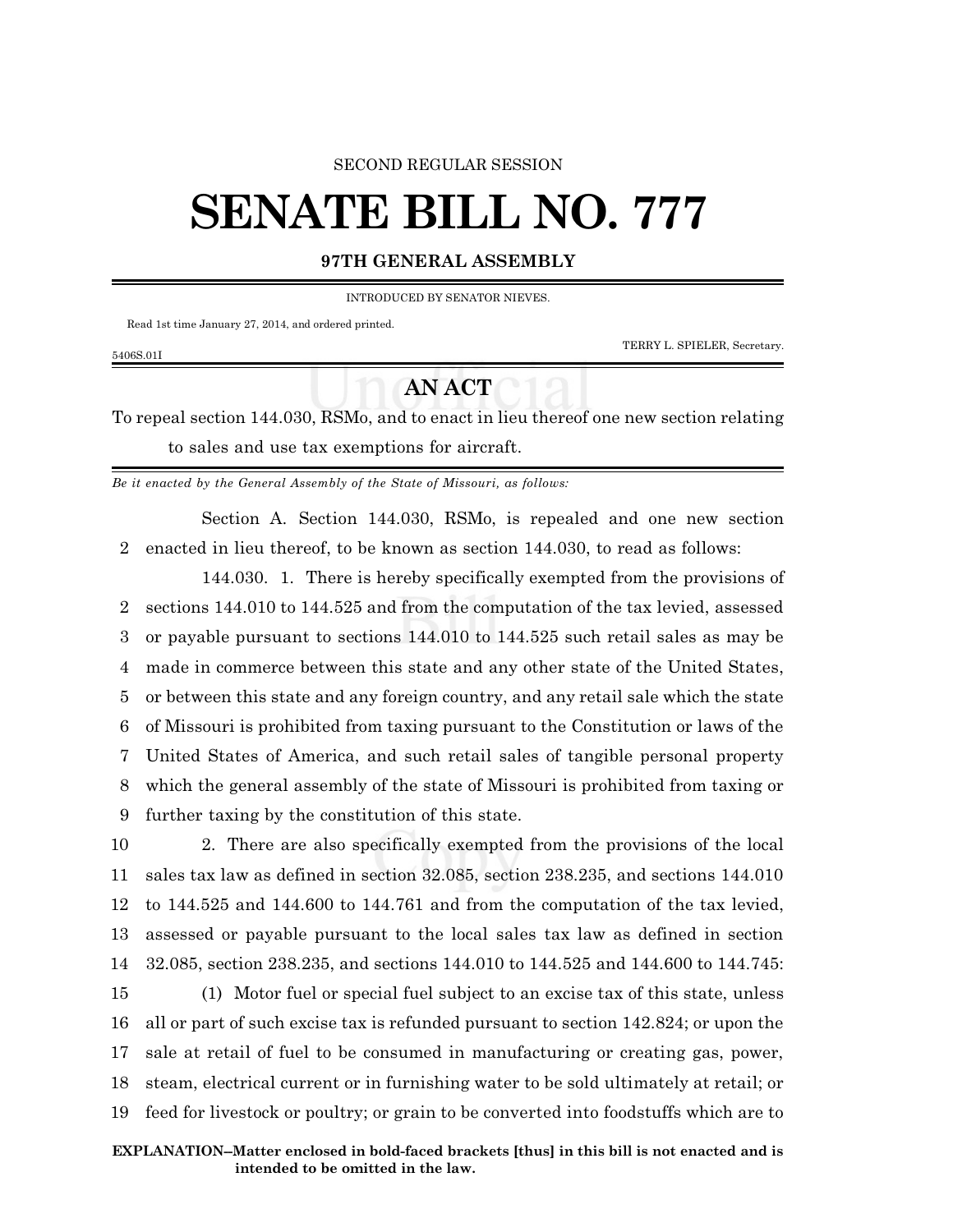SECOND REGULAR SESSION

# SENATE BILL NO. 777

## 97TH GENERAL ASSEMBLY

INTRODUCED BY SENATOR NIEVES.

Read 1st time January 27, 2014, and ordered printed.

TERRY L. SPIELER, Secretary.

5406S.01I

## AN ACT

To repeal section 144.030, RSMo, and to enact in lieu thereof one new section relating to sales and use tax exemptions for aircraft.

*Be it enacted by the General Assembly of the State of Missouri, as follows:*

Section A. Section 144.030, RSMo, is repealed and one new section
2 enacted in lieu thereof, to be known as section 144.030, to read as follows:

144.030. 1. There is hereby specifically exempted from the provisions of
2 sections 144.010 to 144.525 and from the computation of the tax levied, assessed
3 or payable pursuant to sections 144.010 to 144.525 such retail sales as may be
4 made in commerce between this state and any other state of the United States,
5 or between this state and any foreign country, and any retail sale which the state
6 of Missouri is prohibited from taxing pursuant to the Constitution or laws of the
7 United States of America, and such retail sales of tangible personal property
8 which the general assembly of the state of Missouri is prohibited from taxing or
9 further taxing by the constitution of this state.

10 2. There are also specifically exempted from the provisions of the local
11 sales tax law as defined in section 32.085, section 238.235, and sections 144.010
12 to 144.525 and 144.600 to 144.761 and from the computation of the tax levied,
13 assessed or payable pursuant to the local sales tax law as defined in section
14 32.085, section 238.235, and sections 144.010 to 144.525 and 144.600 to 144.745:

15 (1) Motor fuel or special fuel subject to an excise tax of this state, unless
16 all or part of such excise tax is refunded pursuant to section 142.824; or upon the
17 sale at retail of fuel to be consumed in manufacturing or creating gas, power,
18 steam, electrical current or in furnishing water to be sold ultimately at retail; or
19 feed for livestock or poultry; or grain to be converted into foodstuffs which are to

**EXPLANATION–Matter enclosed in bold-faced brackets [thus] in this bill is not enacted and is intended to be omitted in the law.**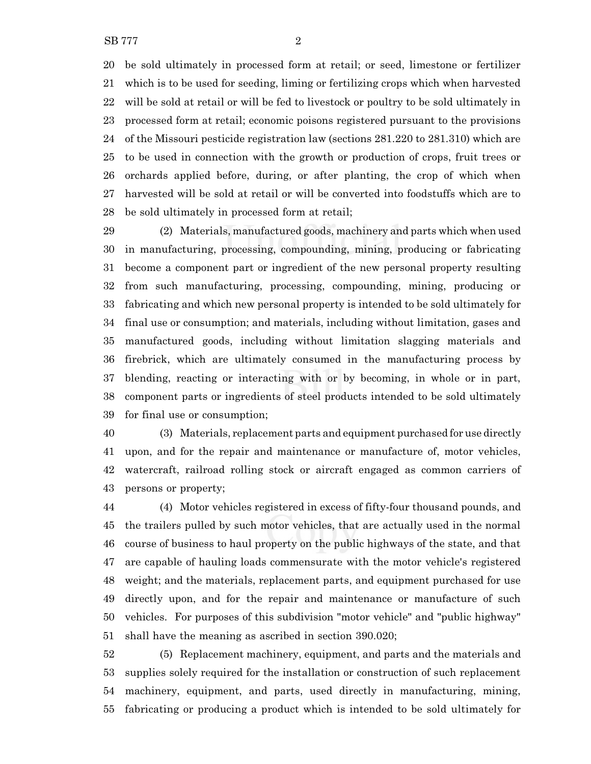be sold ultimately in processed form at retail; or seed, limestone or fertilizer which is to be used for seeding, liming or fertilizing crops which when harvested will be sold at retail or will be fed to livestock or poultry to be sold ultimately in processed form at retail; economic poisons registered pursuant to the provisions of the Missouri pesticide registration law (sections 281.220 to 281.310) which are to be used in connection with the growth or production of crops, fruit trees or orchards applied before, during, or after planting, the crop of which when harvested will be sold at retail or will be converted into foodstuffs which are to be sold ultimately in processed form at retail;

(2) Materials, manufactured goods, machinery and parts which when used in manufacturing, processing, compounding, mining, producing or fabricating become a component part or ingredient of the new personal property resulting from such manufacturing, processing, compounding, mining, producing or fabricating and which new personal property is intended to be sold ultimately for final use or consumption; and materials, including without limitation, gases and manufactured goods, including without limitation slagging materials and firebrick, which are ultimately consumed in the manufacturing process by blending, reacting or interacting with or by becoming, in whole or in part, component parts or ingredients of steel products intended to be sold ultimately for final use or consumption;

(3) Materials, replacement parts and equipment purchased for use directly upon, and for the repair and maintenance or manufacture of, motor vehicles, watercraft, railroad rolling stock or aircraft engaged as common carriers of persons or property;

(4) Motor vehicles registered in excess of fifty-four thousand pounds, and the trailers pulled by such motor vehicles, that are actually used in the normal course of business to haul property on the public highways of the state, and that are capable of hauling loads commensurate with the motor vehicle's registered weight; and the materials, replacement parts, and equipment purchased for use directly upon, and for the repair and maintenance or manufacture of such vehicles. For purposes of this subdivision "motor vehicle" and "public highway" shall have the meaning as ascribed in section 390.020;

(5) Replacement machinery, equipment, and parts and the materials and supplies solely required for the installation or construction of such replacement machinery, equipment, and parts, used directly in manufacturing, mining, fabricating or producing a product which is intended to be sold ultimately for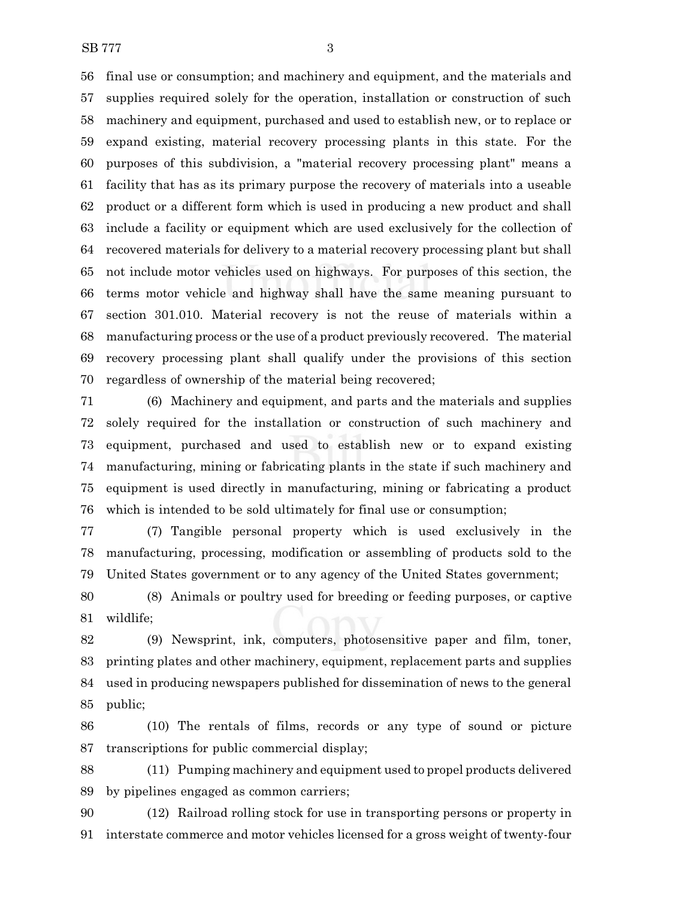56 final use or consumption; and machinery and equipment, and the materials and
57 supplies required solely for the operation, installation or construction of such
58 machinery and equipment, purchased and used to establish new, or to replace or
59 expand existing, material recovery processing plants in this state. For the
60 purposes of this subdivision, a "material recovery processing plant" means a
61 facility that has as its primary purpose the recovery of materials into a useable
62 product or a different form which is used in producing a new product and shall
63 include a facility or equipment which are used exclusively for the collection of
64 recovered materials for delivery to a material recovery processing plant but shall
65 not include motor vehicles used on highways. For purposes of this section, the
66 terms motor vehicle and highway shall have the same meaning pursuant to
67 section 301.010. Material recovery is not the reuse of materials within a
68 manufacturing process or the use of a product previously recovered. The material
69 recovery processing plant shall qualify under the provisions of this section
70 regardless of ownership of the material being recovered;

71 (6) Machinery and equipment, and parts and the materials and supplies
72 solely required for the installation or construction of such machinery and
73 equipment, purchased and used to establish new or to expand existing
74 manufacturing, mining or fabricating plants in the state if such machinery and
75 equipment is used directly in manufacturing, mining or fabricating a product
76 which is intended to be sold ultimately for final use or consumption;

77 (7) Tangible personal property which is used exclusively in the
78 manufacturing, processing, modification or assembling of products sold to the
79 United States government or to any agency of the United States government;

80 (8) Animals or poultry used for breeding or feeding purposes, or captive
81 wildlife;

82 (9) Newsprint, ink, computers, photosensitive paper and film, toner,
83 printing plates and other machinery, equipment, replacement parts and supplies
84 used in producing newspapers published for dissemination of news to the general
85 public;

86 (10) The rentals of films, records or any type of sound or picture
87 transcriptions for public commercial display;

88 (11) Pumping machinery and equipment used to propel products delivered
89 by pipelines engaged as common carriers;

90 (12) Railroad rolling stock for use in transporting persons or property in
91 interstate commerce and motor vehicles licensed for a gross weight of twenty-four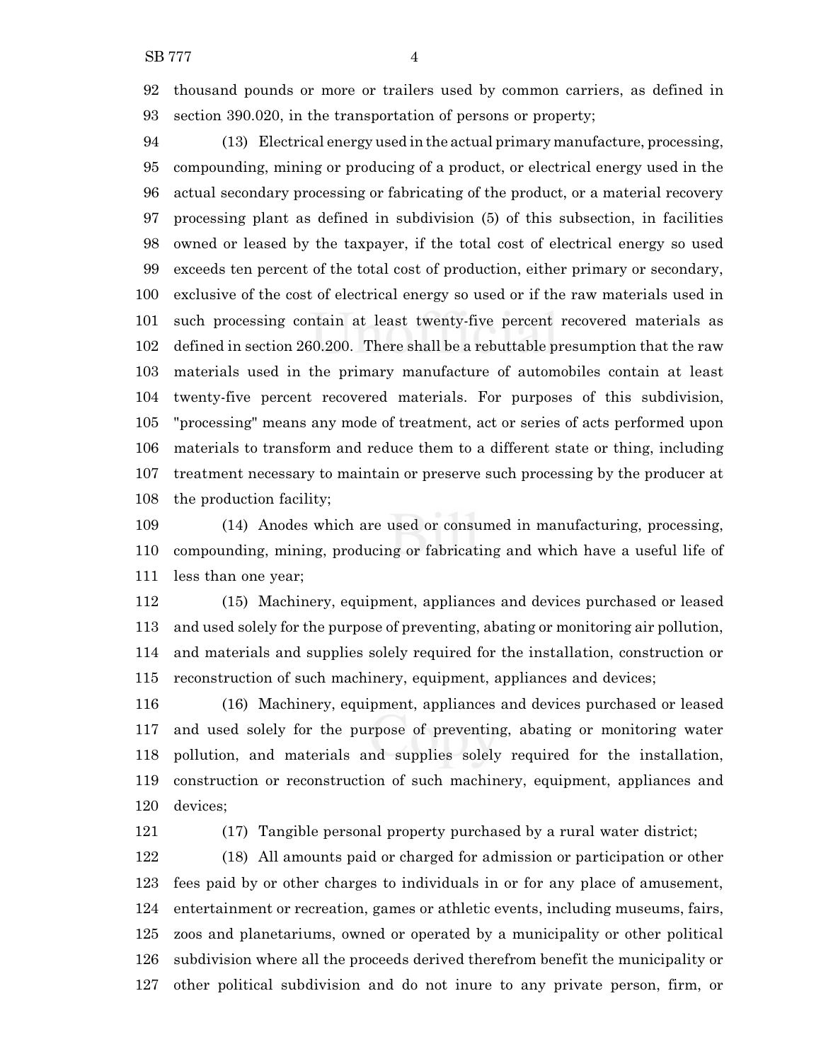thousand pounds or more or trailers used by common carriers, as defined in section 390.020, in the transportation of persons or property;

(13) Electrical energy used in the actual primary manufacture, processing, compounding, mining or producing of a product, or electrical energy used in the actual secondary processing or fabricating of the product, or a material recovery processing plant as defined in subdivision (5) of this subsection, in facilities owned or leased by the taxpayer, if the total cost of electrical energy so used exceeds ten percent of the total cost of production, either primary or secondary, exclusive of the cost of electrical energy so used or if the raw materials used in such processing contain at least twenty-five percent recovered materials as defined in section 260.200. There shall be a rebuttable presumption that the raw materials used in the primary manufacture of automobiles contain at least twenty-five percent recovered materials. For purposes of this subdivision, "processing" means any mode of treatment, act or series of acts performed upon materials to transform and reduce them to a different state or thing, including treatment necessary to maintain or preserve such processing by the producer at the production facility;

(14) Anodes which are used or consumed in manufacturing, processing, compounding, mining, producing or fabricating and which have a useful life of less than one year;

(15) Machinery, equipment, appliances and devices purchased or leased and used solely for the purpose of preventing, abating or monitoring air pollution, and materials and supplies solely required for the installation, construction or reconstruction of such machinery, equipment, appliances and devices;

(16) Machinery, equipment, appliances and devices purchased or leased and used solely for the purpose of preventing, abating or monitoring water pollution, and materials and supplies solely required for the installation, construction or reconstruction of such machinery, equipment, appliances and devices;

(17) Tangible personal property purchased by a rural water district;

(18) All amounts paid or charged for admission or participation or other fees paid by or other charges to individuals in or for any place of amusement, entertainment or recreation, games or athletic events, including museums, fairs, zoos and planetariums, owned or operated by a municipality or other political subdivision where all the proceeds derived therefrom benefit the municipality or other political subdivision and do not inure to any private person, firm, or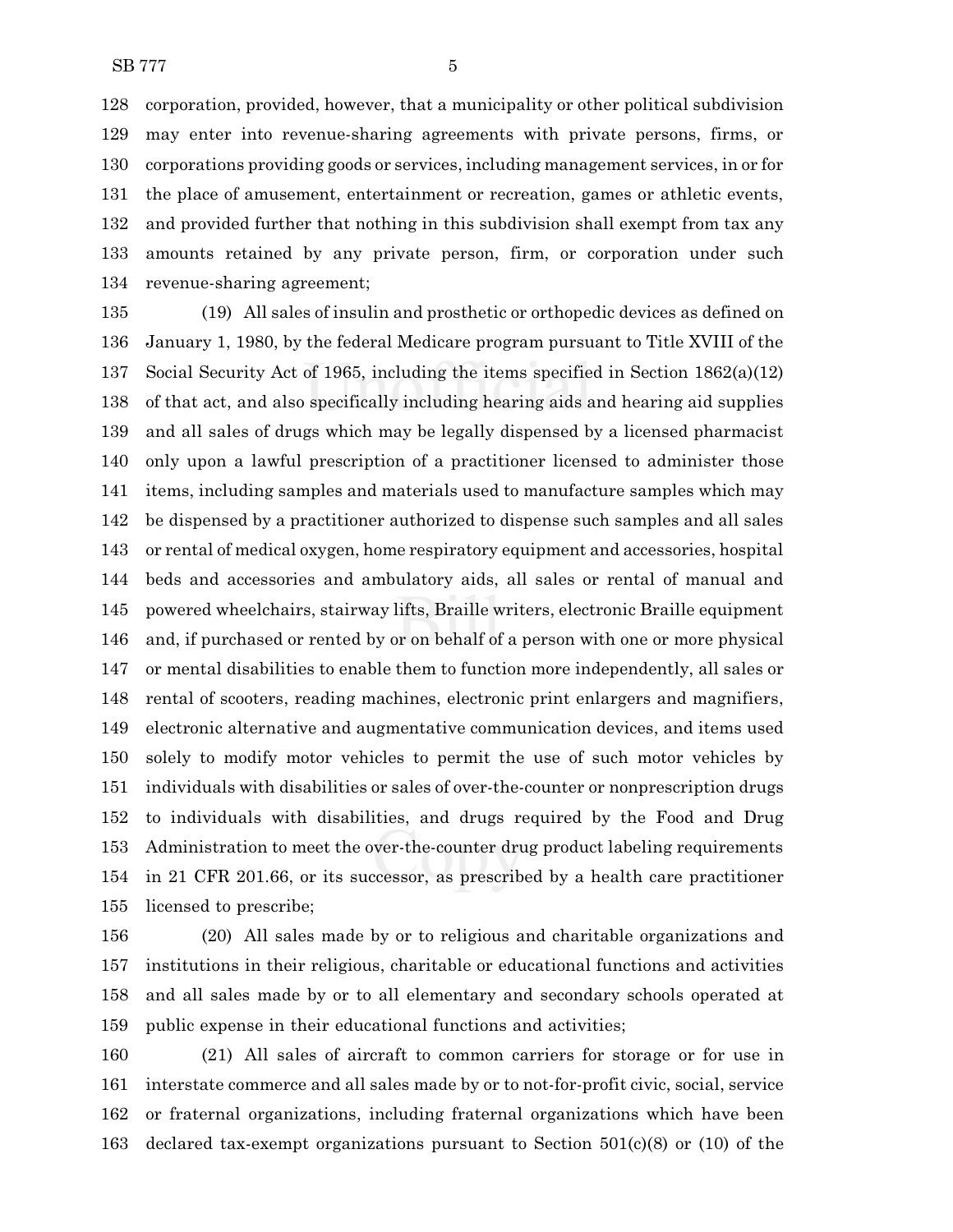corporation, provided, however, that a municipality or other political subdivision may enter into revenue-sharing agreements with private persons, firms, or corporations providing goods or services, including management services, in or for the place of amusement, entertainment or recreation, games or athletic events, and provided further that nothing in this subdivision shall exempt from tax any amounts retained by any private person, firm, or corporation under such revenue-sharing agreement;

(19) All sales of insulin and prosthetic or orthopedic devices as defined on January 1, 1980, by the federal Medicare program pursuant to Title XVIII of the Social Security Act of 1965, including the items specified in Section 1862(a)(12) of that act, and also specifically including hearing aids and hearing aid supplies and all sales of drugs which may be legally dispensed by a licensed pharmacist only upon a lawful prescription of a practitioner licensed to administer those items, including samples and materials used to manufacture samples which may be dispensed by a practitioner authorized to dispense such samples and all sales or rental of medical oxygen, home respiratory equipment and accessories, hospital beds and accessories and ambulatory aids, all sales or rental of manual and powered wheelchairs, stairway lifts, Braille writers, electronic Braille equipment and, if purchased or rented by or on behalf of a person with one or more physical or mental disabilities to enable them to function more independently, all sales or rental of scooters, reading machines, electronic print enlargers and magnifiers, electronic alternative and augmentative communication devices, and items used solely to modify motor vehicles to permit the use of such motor vehicles by individuals with disabilities or sales of over-the-counter or nonprescription drugs to individuals with disabilities, and drugs required by the Food and Drug Administration to meet the over-the-counter drug product labeling requirements in 21 CFR 201.66, or its successor, as prescribed by a health care practitioner licensed to prescribe;

(20) All sales made by or to religious and charitable organizations and institutions in their religious, charitable or educational functions and activities and all sales made by or to all elementary and secondary schools operated at public expense in their educational functions and activities;

(21) All sales of aircraft to common carriers for storage or for use in interstate commerce and all sales made by or to not-for-profit civic, social, service or fraternal organizations, including fraternal organizations which have been declared tax-exempt organizations pursuant to Section 501(c)(8) or (10) of the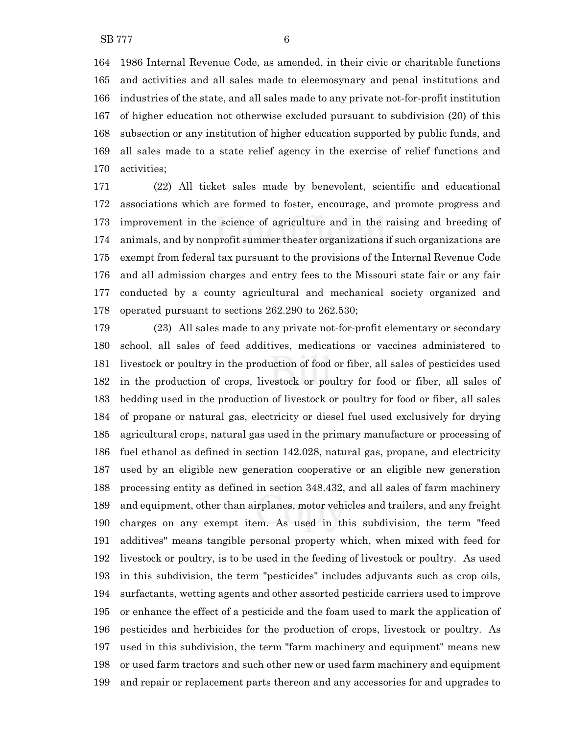1986 Internal Revenue Code, as amended, in their civic or charitable functions and activities and all sales made to eleemosynary and penal institutions and industries of the state, and all sales made to any private not-for-profit institution of higher education not otherwise excluded pursuant to subdivision (20) of this subsection or any institution of higher education supported by public funds, and all sales made to a state relief agency in the exercise of relief functions and activities;

(22) All ticket sales made by benevolent, scientific and educational associations which are formed to foster, encourage, and promote progress and improvement in the science of agriculture and in the raising and breeding of animals, and by nonprofit summer theater organizations if such organizations are exempt from federal tax pursuant to the provisions of the Internal Revenue Code and all admission charges and entry fees to the Missouri state fair or any fair conducted by a county agricultural and mechanical society organized and operated pursuant to sections 262.290 to 262.530;

(23) All sales made to any private not-for-profit elementary or secondary school, all sales of feed additives, medications or vaccines administered to livestock or poultry in the production of food or fiber, all sales of pesticides used in the production of crops, livestock or poultry for food or fiber, all sales of bedding used in the production of livestock or poultry for food or fiber, all sales of propane or natural gas, electricity or diesel fuel used exclusively for drying agricultural crops, natural gas used in the primary manufacture or processing of fuel ethanol as defined in section 142.028, natural gas, propane, and electricity used by an eligible new generation cooperative or an eligible new generation processing entity as defined in section 348.432, and all sales of farm machinery and equipment, other than airplanes, motor vehicles and trailers, and any freight charges on any exempt item. As used in this subdivision, the term "feed additives" means tangible personal property which, when mixed with feed for livestock or poultry, is to be used in the feeding of livestock or poultry. As used in this subdivision, the term "pesticides" includes adjuvants such as crop oils, surfactants, wetting agents and other assorted pesticide carriers used to improve or enhance the effect of a pesticide and the foam used to mark the application of pesticides and herbicides for the production of crops, livestock or poultry. As used in this subdivision, the term "farm machinery and equipment" means new or used farm tractors and such other new or used farm machinery and equipment and repair or replacement parts thereon and any accessories for and upgrades to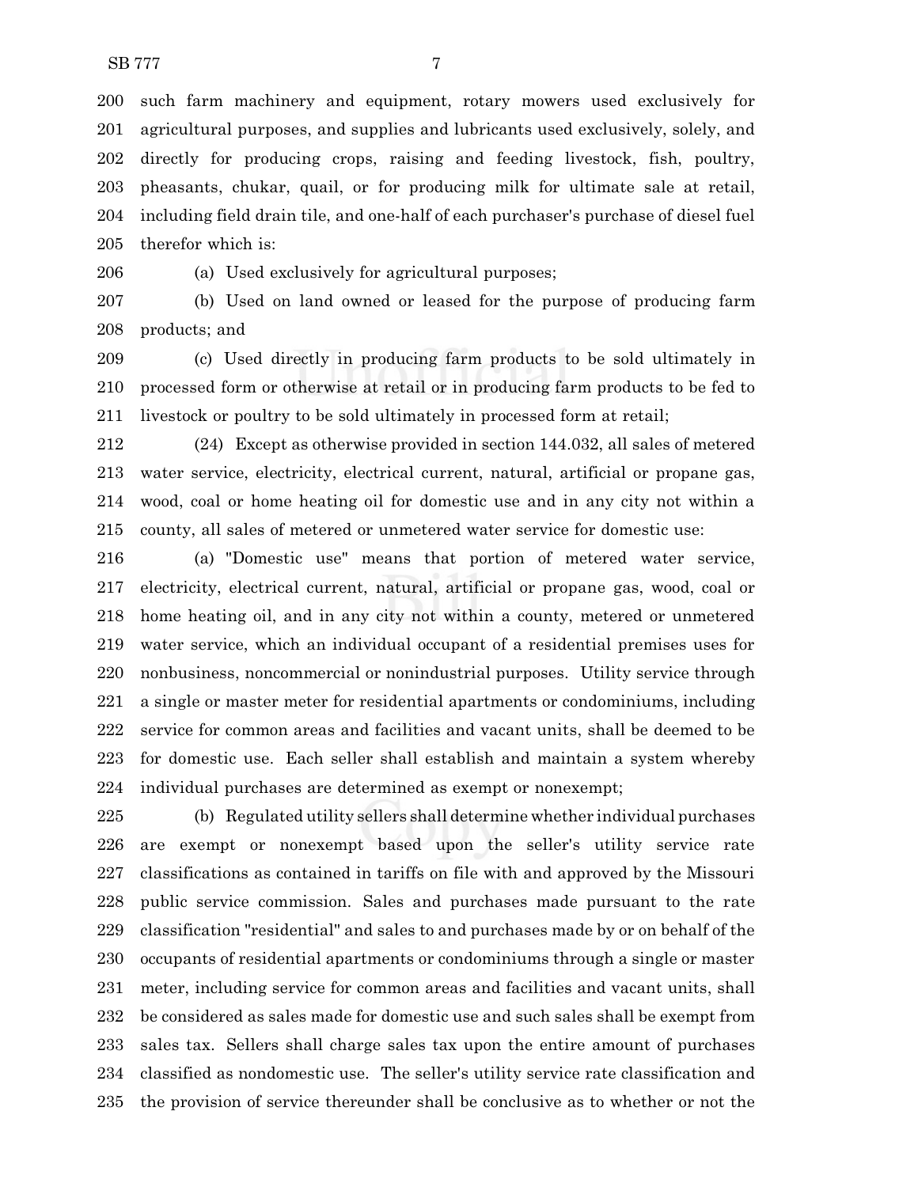such farm machinery and equipment, rotary mowers used exclusively for agricultural purposes, and supplies and lubricants used exclusively, solely, and directly for producing crops, raising and feeding livestock, fish, poultry, pheasants, chukar, quail, or for producing milk for ultimate sale at retail, including field drain tile, and one-half of each purchaser's purchase of diesel fuel therefor which is:

(a) Used exclusively for agricultural purposes;

(b) Used on land owned or leased for the purpose of producing farm products; and

(c) Used directly in producing farm products to be sold ultimately in processed form or otherwise at retail or in producing farm products to be fed to livestock or poultry to be sold ultimately in processed form at retail;

(24) Except as otherwise provided in section 144.032, all sales of metered water service, electricity, electrical current, natural, artificial or propane gas, wood, coal or home heating oil for domestic use and in any city not within a county, all sales of metered or unmetered water service for domestic use:

(a) "Domestic use" means that portion of metered water service, electricity, electrical current, natural, artificial or propane gas, wood, coal or home heating oil, and in any city not within a county, metered or unmetered water service, which an individual occupant of a residential premises uses for nonbusiness, noncommercial or nonindustrial purposes. Utility service through a single or master meter for residential apartments or condominiums, including service for common areas and facilities and vacant units, shall be deemed to be for domestic use. Each seller shall establish and maintain a system whereby individual purchases are determined as exempt or nonexempt;

(b) Regulated utility sellers shall determine whether individual purchases are exempt or nonexempt based upon the seller's utility service rate classifications as contained in tariffs on file with and approved by the Missouri public service commission. Sales and purchases made pursuant to the rate classification "residential" and sales to and purchases made by or on behalf of the occupants of residential apartments or condominiums through a single or master meter, including service for common areas and facilities and vacant units, shall be considered as sales made for domestic use and such sales shall be exempt from sales tax. Sellers shall charge sales tax upon the entire amount of purchases classified as nondomestic use. The seller's utility service rate classification and the provision of service thereunder shall be conclusive as to whether or not the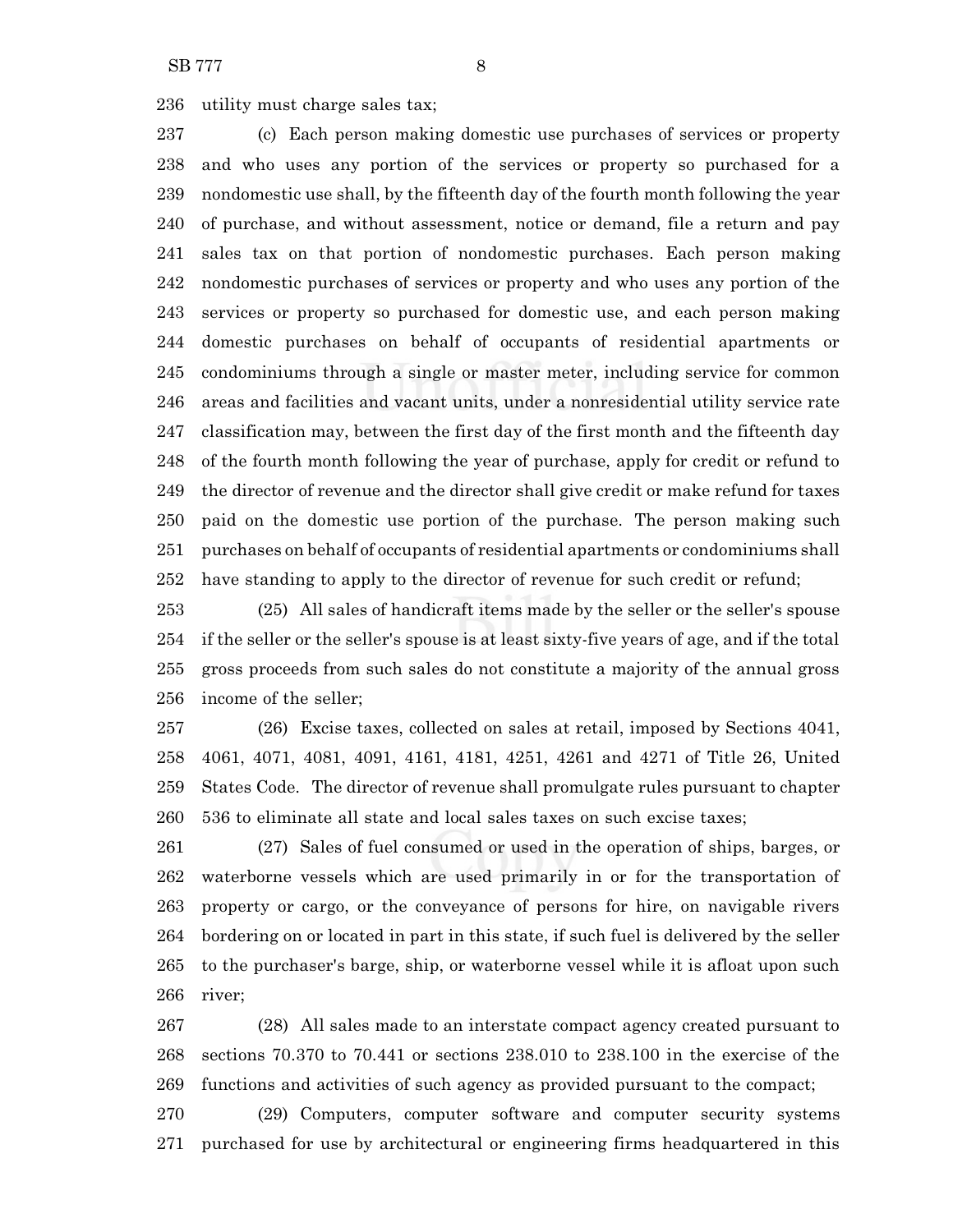utility must charge sales tax;

(c) Each person making domestic use purchases of services or property and who uses any portion of the services or property so purchased for a nondomestic use shall, by the fifteenth day of the fourth month following the year of purchase, and without assessment, notice or demand, file a return and pay sales tax on that portion of nondomestic purchases. Each person making nondomestic purchases of services or property and who uses any portion of the services or property so purchased for domestic use, and each person making domestic purchases on behalf of occupants of residential apartments or condominiums through a single or master meter, including service for common areas and facilities and vacant units, under a nonresidential utility service rate classification may, between the first day of the first month and the fifteenth day of the fourth month following the year of purchase, apply for credit or refund to the director of revenue and the director shall give credit or make refund for taxes paid on the domestic use portion of the purchase. The person making such purchases on behalf of occupants of residential apartments or condominiums shall have standing to apply to the director of revenue for such credit or refund;

(25) All sales of handicraft items made by the seller or the seller's spouse if the seller or the seller's spouse is at least sixty-five years of age, and if the total gross proceeds from such sales do not constitute a majority of the annual gross income of the seller;

(26) Excise taxes, collected on sales at retail, imposed by Sections 4041, 4061, 4071, 4081, 4091, 4161, 4181, 4251, 4261 and 4271 of Title 26, United States Code. The director of revenue shall promulgate rules pursuant to chapter 536 to eliminate all state and local sales taxes on such excise taxes;

(27) Sales of fuel consumed or used in the operation of ships, barges, or waterborne vessels which are used primarily in or for the transportation of property or cargo, or the conveyance of persons for hire, on navigable rivers bordering on or located in part in this state, if such fuel is delivered by the seller to the purchaser's barge, ship, or waterborne vessel while it is afloat upon such river;

(28) All sales made to an interstate compact agency created pursuant to sections 70.370 to 70.441 or sections 238.010 to 238.100 in the exercise of the functions and activities of such agency as provided pursuant to the compact;

(29) Computers, computer software and computer security systems purchased for use by architectural or engineering firms headquartered in this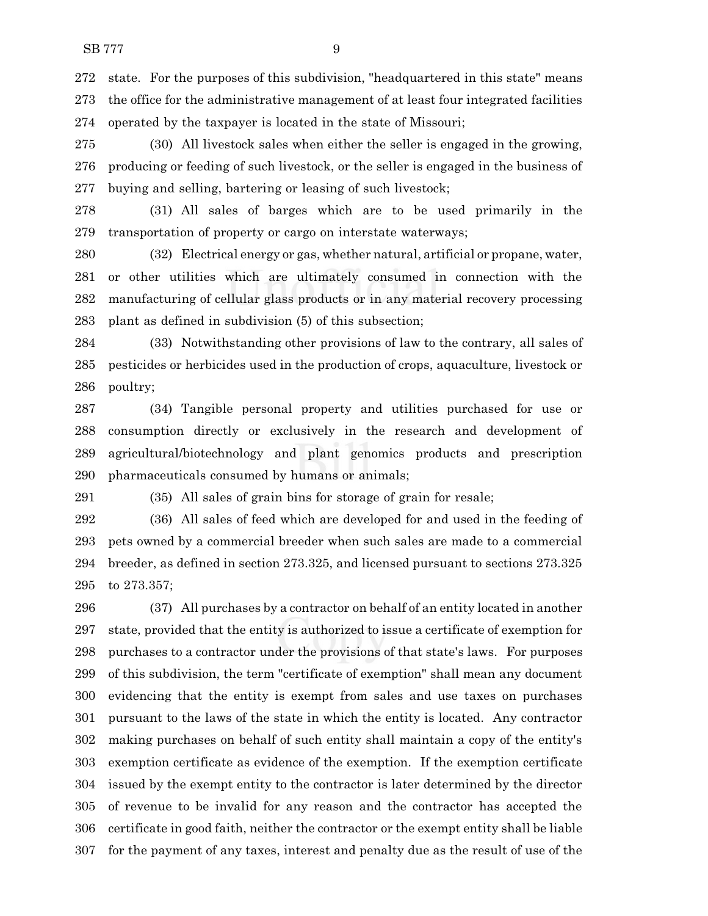state. For the purposes of this subdivision, "headquartered in this state" means the office for the administrative management of at least four integrated facilities operated by the taxpayer is located in the state of Missouri;

(30) All livestock sales when either the seller is engaged in the growing, producing or feeding of such livestock, or the seller is engaged in the business of buying and selling, bartering or leasing of such livestock;

(31) All sales of barges which are to be used primarily in the transportation of property or cargo on interstate waterways;

(32) Electrical energy or gas, whether natural, artificial or propane, water, or other utilities which are ultimately consumed in connection with the manufacturing of cellular glass products or in any material recovery processing plant as defined in subdivision (5) of this subsection;

(33) Notwithstanding other provisions of law to the contrary, all sales of pesticides or herbicides used in the production of crops, aquaculture, livestock or poultry;

(34) Tangible personal property and utilities purchased for use or consumption directly or exclusively in the research and development of agricultural/biotechnology and plant genomics products and prescription pharmaceuticals consumed by humans or animals;

(35) All sales of grain bins for storage of grain for resale;

(36) All sales of feed which are developed for and used in the feeding of pets owned by a commercial breeder when such sales are made to a commercial breeder, as defined in section 273.325, and licensed pursuant to sections 273.325 to 273.357;

(37) All purchases by a contractor on behalf of an entity located in another state, provided that the entity is authorized to issue a certificate of exemption for purchases to a contractor under the provisions of that state's laws. For purposes of this subdivision, the term "certificate of exemption" shall mean any document evidencing that the entity is exempt from sales and use taxes on purchases pursuant to the laws of the state in which the entity is located. Any contractor making purchases on behalf of such entity shall maintain a copy of the entity's exemption certificate as evidence of the exemption. If the exemption certificate issued by the exempt entity to the contractor is later determined by the director of revenue to be invalid for any reason and the contractor has accepted the certificate in good faith, neither the contractor or the exempt entity shall be liable for the payment of any taxes, interest and penalty due as the result of use of the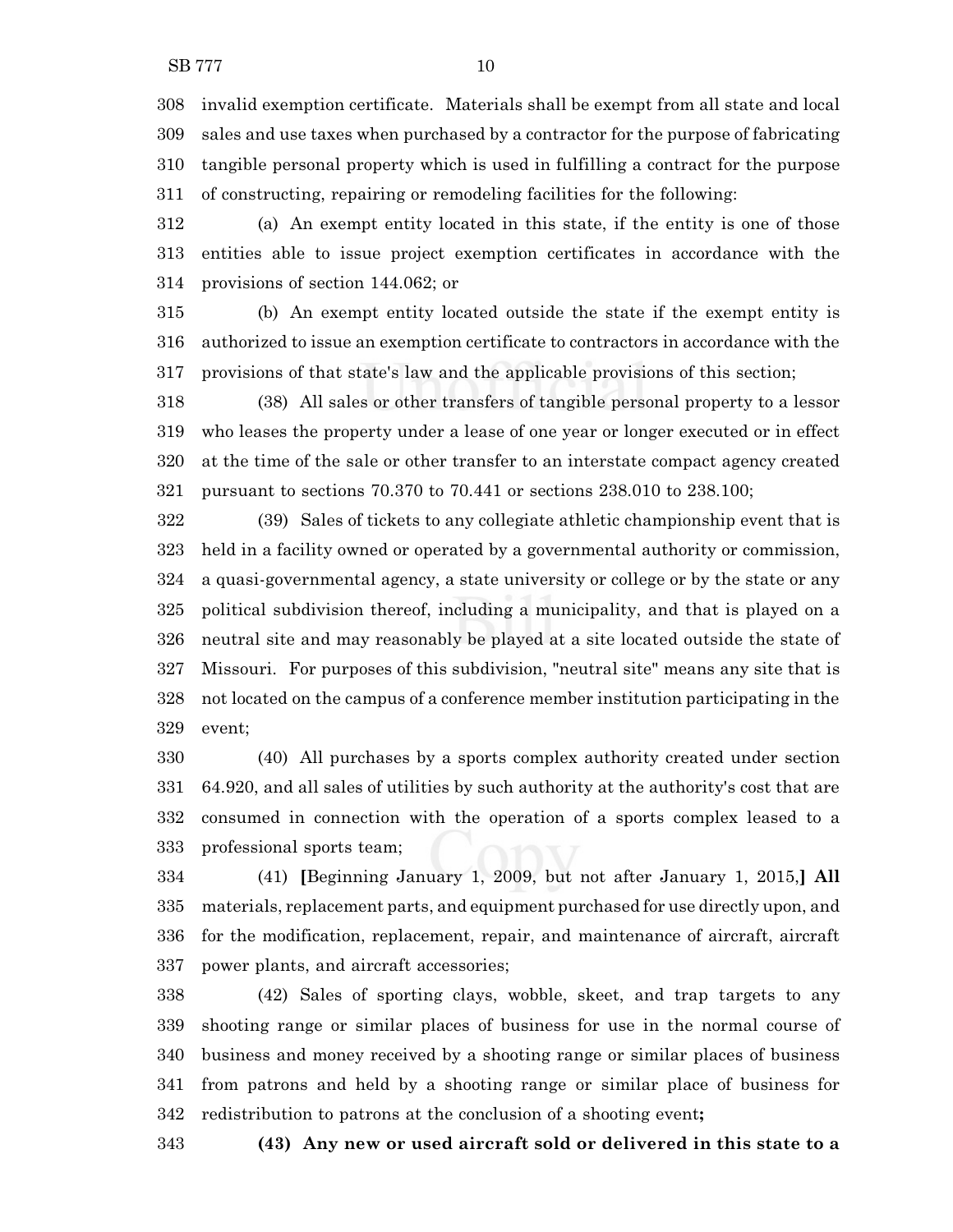invalid exemption certificate. Materials shall be exempt from all state and local sales and use taxes when purchased by a contractor for the purpose of fabricating tangible personal property which is used in fulfilling a contract for the purpose of constructing, repairing or remodeling facilities for the following:

(a) An exempt entity located in this state, if the entity is one of those entities able to issue project exemption certificates in accordance with the provisions of section 144.062; or

(b) An exempt entity located outside the state if the exempt entity is authorized to issue an exemption certificate to contractors in accordance with the provisions of that state's law and the applicable provisions of this section;

(38) All sales or other transfers of tangible personal property to a lessor who leases the property under a lease of one year or longer executed or in effect at the time of the sale or other transfer to an interstate compact agency created pursuant to sections 70.370 to 70.441 or sections 238.010 to 238.100;

(39) Sales of tickets to any collegiate athletic championship event that is held in a facility owned or operated by a governmental authority or commission, a quasi-governmental agency, a state university or college or by the state or any political subdivision thereof, including a municipality, and that is played on a neutral site and may reasonably be played at a site located outside the state of Missouri. For purposes of this subdivision, "neutral site" means any site that is not located on the campus of a conference member institution participating in the event;

(40) All purchases by a sports complex authority created under section 64.920, and all sales of utilities by such authority at the authority's cost that are consumed in connection with the operation of a sports complex leased to a professional sports team;

(41) **[**Beginning January 1, 2009, but not after January 1, 2015,**]** **All** materials, replacement parts, and equipment purchased for use directly upon, and for the modification, replacement, repair, and maintenance of aircraft, aircraft power plants, and aircraft accessories;

(42) Sales of sporting clays, wobble, skeet, and trap targets to any shooting range or similar places of business for use in the normal course of business and money received by a shooting range or similar places of business from patrons and held by a shooting range or similar place of business for redistribution to patrons at the conclusion of a shooting event**;**

**(43) Any new or used aircraft sold or delivered in this state to a**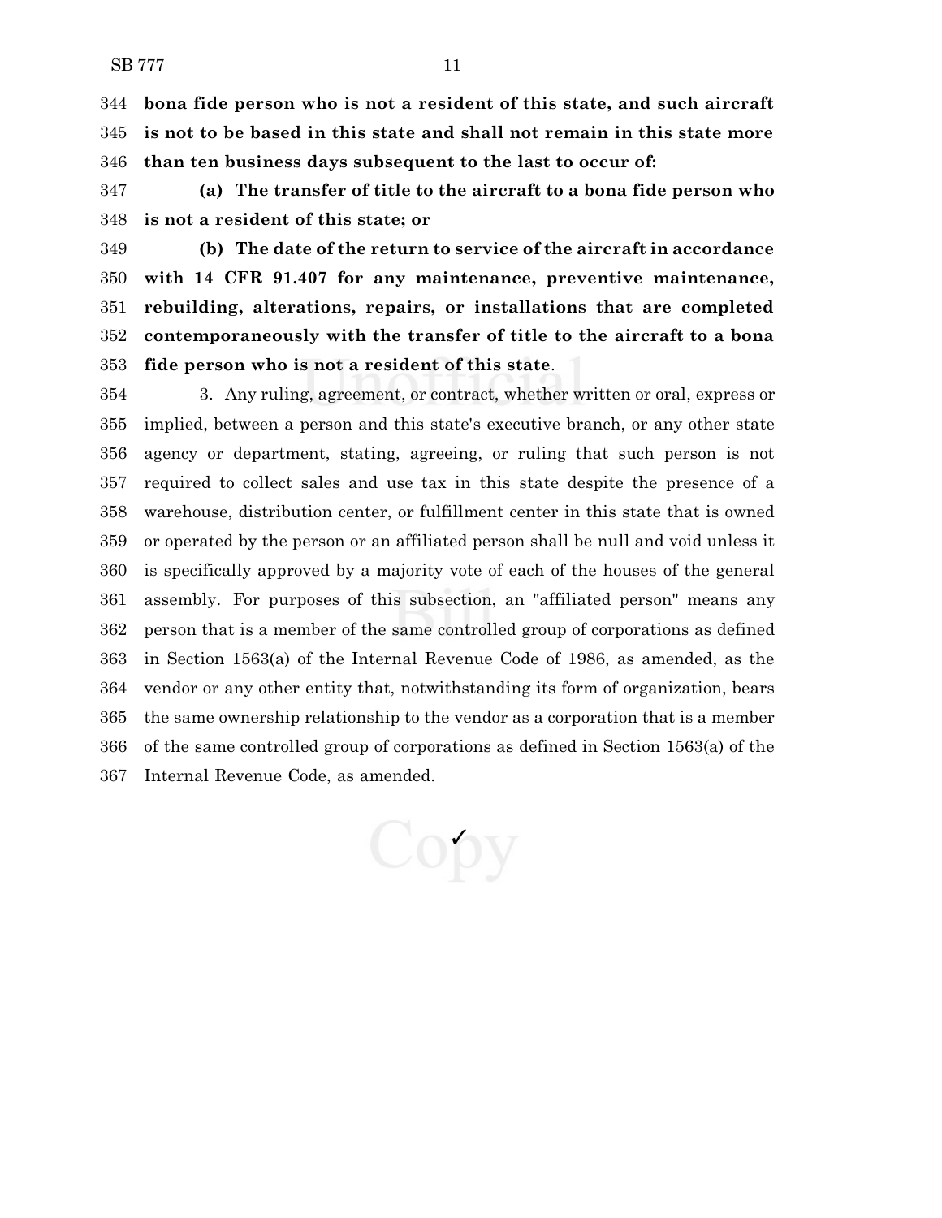**bona fide person who is not a resident of this state, and such aircraft is not to be based in this state and shall not remain in this state more than ten business days subsequent to the last to occur of:**

**(a) The transfer of title to the aircraft to a bona fide person who is not a resident of this state; or**

**(b) The date of the return to service of the aircraft in accordance with 14 CFR 91.407 for any maintenance, preventive maintenance, rebuilding, alterations, repairs, or installations that are completed contemporaneously with the transfer of title to the aircraft to a bona fide person who is not a resident of this state**.

3. Any ruling, agreement, or contract, whether written or oral, express or implied, between a person and this state's executive branch, or any other state agency or department, stating, agreeing, or ruling that such person is not required to collect sales and use tax in this state despite the presence of a warehouse, distribution center, or fulfillment center in this state that is owned or operated by the person or an affiliated person shall be null and void unless it is specifically approved by a majority vote of each of the houses of the general assembly. For purposes of this subsection, an "affiliated person" means any person that is a member of the same controlled group of corporations as defined in Section 1563(a) of the Internal Revenue Code of 1986, as amended, as the vendor or any other entity that, notwithstanding its form of organization, bears the same ownership relationship to the vendor as a corporation that is a member of the same controlled group of corporations as defined in Section 1563(a) of the Internal Revenue Code, as amended.

✓